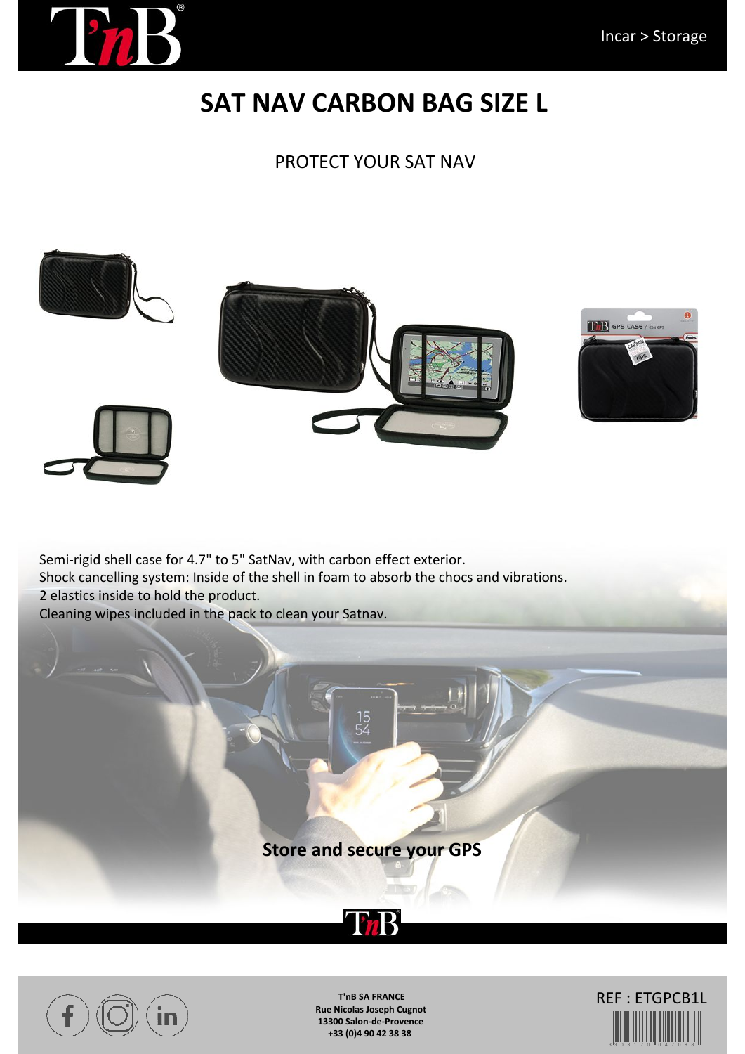Incar > Storage

# SAT NAV CARBON BAG SIZE L

PROTECT YOUR SAT NAV

Semi-rigid shell case for 4.7" to 5" SatNav, with carbon effect exterior.
Shock cancelling system: Inside of the shell in foam to absorb the chocs and vibrations.
2 elastics inside to hold the product.
Cleaning wipes included in the pack to clean your Satnav.

**Store and secure your GPS**

**T'nB SA FRANCE**
**Rue Nicolas Joseph Cugnot**
**13300 Salon-de-Provence**
**+33 (0)4 90 42 38 38**

REF : ETGPCB1L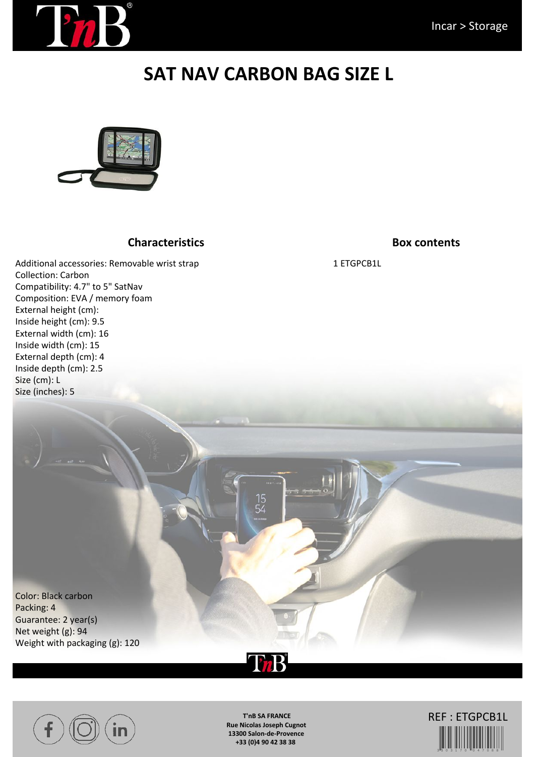Incar > Storage

# SAT NAV CARBON BAG SIZE L

## Characteristics

Additional accessories: Removable wrist strap
Collection: Carbon
Compatibility: 4.7" to 5" SatNav
Composition: EVA / memory foam
External height (cm):
Inside height (cm): 9.5
External width (cm): 16
Inside width (cm): 15
External depth (cm): 4
Inside depth (cm): 2.5
Size (cm): L
Size (inches): 5
Color: Black carbon
Packing: 4
Guarantee: 2 year(s)
Net weight (g): 94
Weight with packaging (g): 120

## Box contents

1 ETGPCB1L

**T'nB SA FRANCE**
**Rue Nicolas Joseph Cugnot**
**13300 Salon-de-Provence**
**+33 (0)4 90 42 38 38**

REF : ETGPCB1L